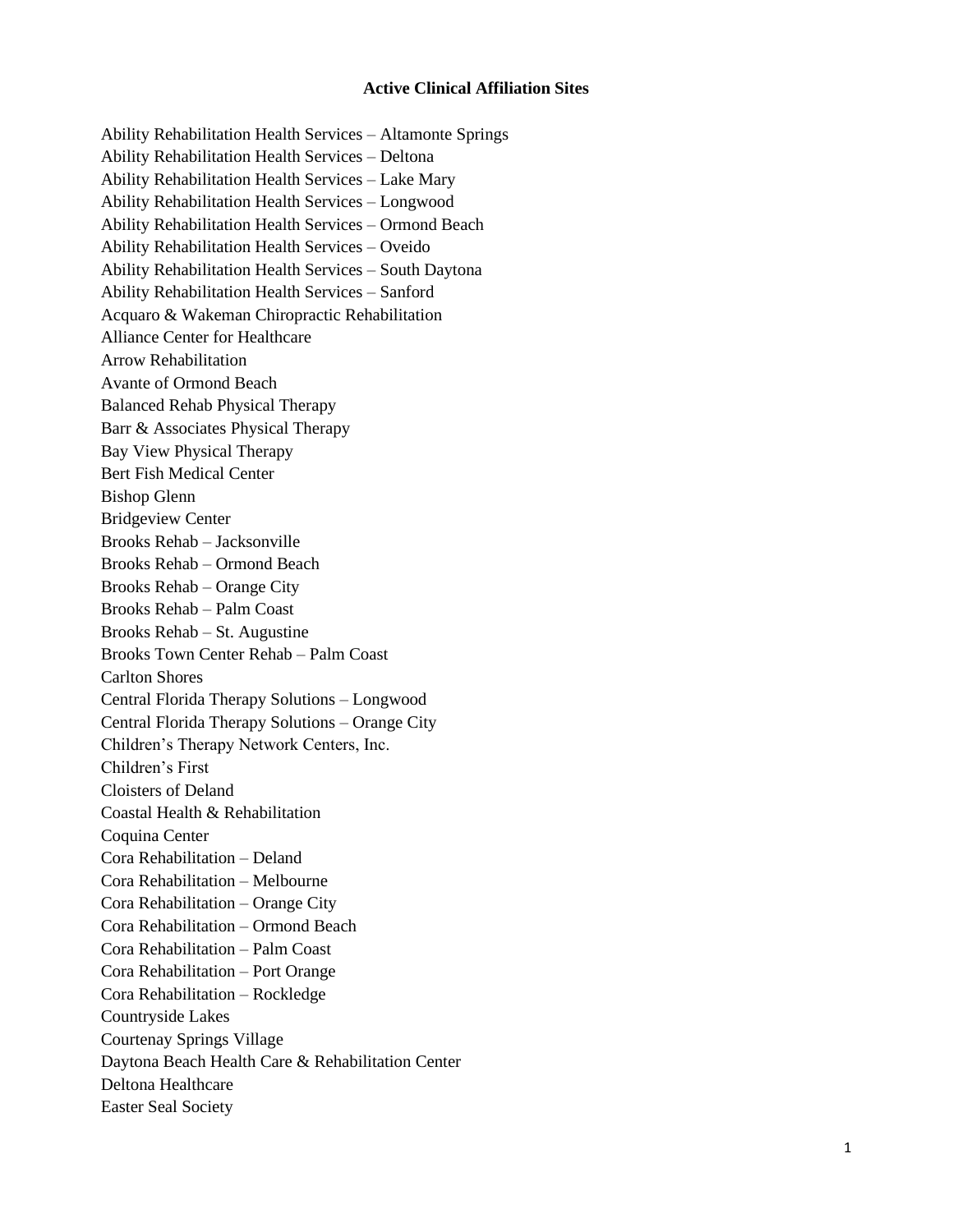# Active Clinical Affiliation Sites

Ability Rehabilitation Health Services – Altamonte Springs
Ability Rehabilitation Health Services – Deltona
Ability Rehabilitation Health Services – Lake Mary
Ability Rehabilitation Health Services – Longwood
Ability Rehabilitation Health Services – Ormond Beach
Ability Rehabilitation Health Services – Oveido
Ability Rehabilitation Health Services – South Daytona
Ability Rehabilitation Health Services – Sanford
Acquaro & Wakeman Chiropractic Rehabilitation
Alliance Center for Healthcare
Arrow Rehabilitation
Avante of Ormond Beach
Balanced Rehab Physical Therapy
Barr & Associates Physical Therapy
Bay View Physical Therapy
Bert Fish Medical Center
Bishop Glenn
Bridgeview Center
Brooks Rehab – Jacksonville
Brooks Rehab – Ormond Beach
Brooks Rehab – Orange City
Brooks Rehab – Palm Coast
Brooks Rehab – St. Augustine
Brooks Town Center Rehab – Palm Coast
Carlton Shores
Central Florida Therapy Solutions – Longwood
Central Florida Therapy Solutions – Orange City
Children's Therapy Network Centers, Inc.
Children's First
Cloisters of Deland
Coastal Health & Rehabilitation
Coquina Center
Cora Rehabilitation – Deland
Cora Rehabilitation – Melbourne
Cora Rehabilitation – Orange City
Cora Rehabilitation – Ormond Beach
Cora Rehabilitation – Palm Coast
Cora Rehabilitation – Port Orange
Cora Rehabilitation – Rockledge
Countryside Lakes
Courtenay Springs Village
Daytona Beach Health Care & Rehabilitation Center
Deltona Healthcare
Easter Seal Society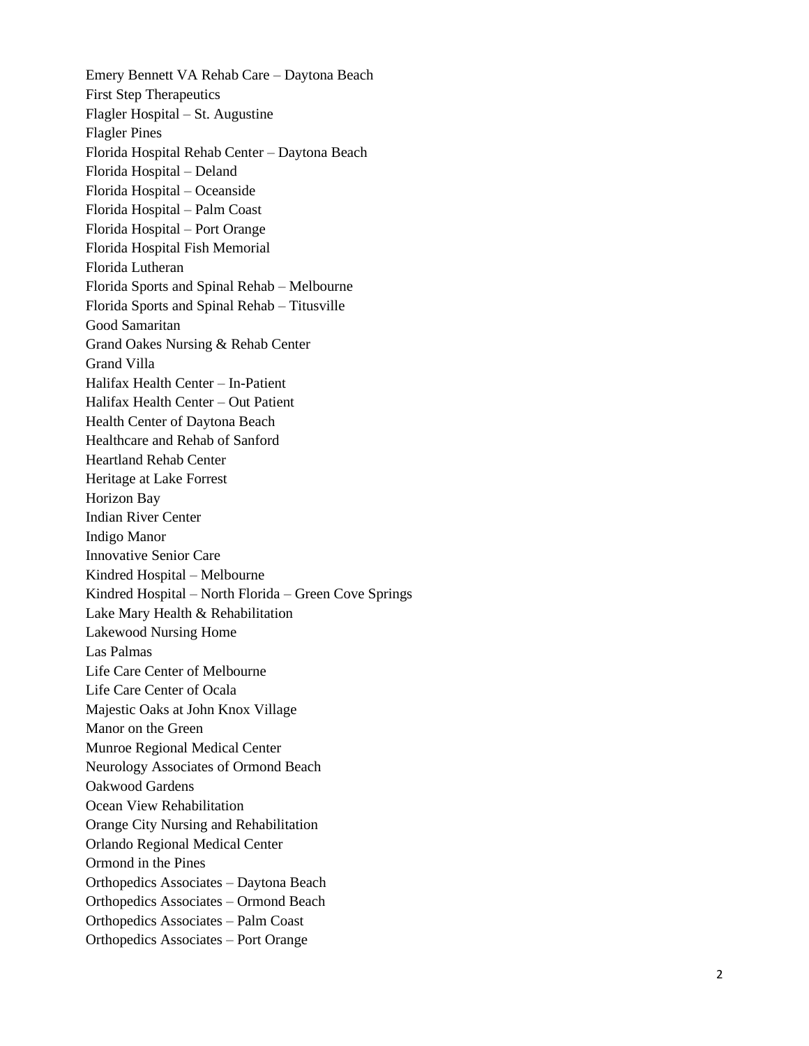Emery Bennett VA Rehab Care – Daytona Beach
First Step Therapeutics
Flagler Hospital – St. Augustine
Flagler Pines
Florida Hospital Rehab Center – Daytona Beach
Florida Hospital – Deland
Florida Hospital – Oceanside
Florida Hospital – Palm Coast
Florida Hospital – Port Orange
Florida Hospital Fish Memorial
Florida Lutheran
Florida Sports and Spinal Rehab – Melbourne
Florida Sports and Spinal Rehab – Titusville
Good Samaritan
Grand Oakes Nursing & Rehab Center
Grand Villa
Halifax Health Center – In-Patient
Halifax Health Center – Out Patient
Health Center of Daytona Beach
Healthcare and Rehab of Sanford
Heartland Rehab Center
Heritage at Lake Forrest
Horizon Bay
Indian River Center
Indigo Manor
Innovative Senior Care
Kindred Hospital – Melbourne
Kindred Hospital – North Florida – Green Cove Springs
Lake Mary Health & Rehabilitation
Lakewood Nursing Home
Las Palmas
Life Care Center of Melbourne
Life Care Center of Ocala
Majestic Oaks at John Knox Village
Manor on the Green
Munroe Regional Medical Center
Neurology Associates of Ormond Beach
Oakwood Gardens
Ocean View Rehabilitation
Orange City Nursing and Rehabilitation
Orlando Regional Medical Center
Ormond in the Pines
Orthopedics Associates – Daytona Beach
Orthopedics Associates – Ormond Beach
Orthopedics Associates – Palm Coast
Orthopedics Associates – Port Orange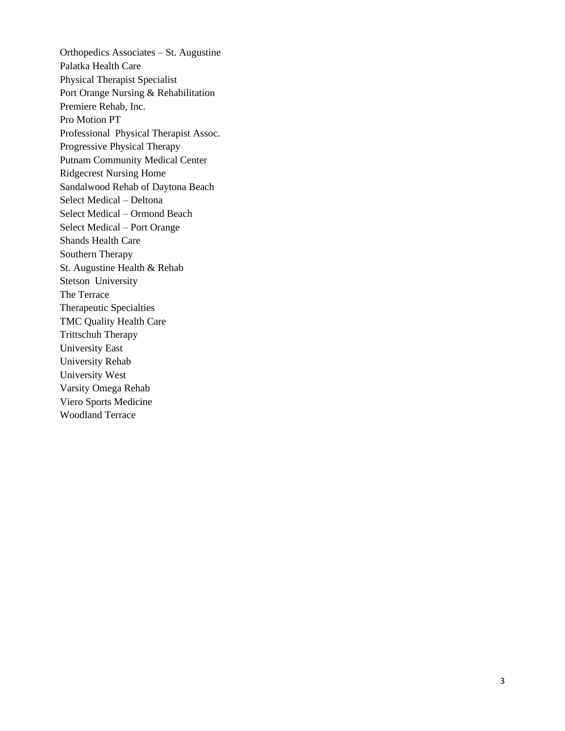Orthopedics Associates – St. Augustine
Palatka Health Care
Physical Therapist Specialist
Port Orange Nursing & Rehabilitation
Premiere Rehab, Inc.
Pro Motion PT
Professional  Physical Therapist Assoc.
Progressive Physical Therapy
Putnam Community Medical Center
Ridgecrest Nursing Home
Sandalwood Rehab of Daytona Beach
Select Medical – Deltona
Select Medical – Ormond Beach
Select Medical – Port Orange
Shands Health Care
Southern Therapy
St. Augustine Health & Rehab
Stetson  University
The Terrace
Therapeutic Specialties
TMC Quality Health Care
Trittschuh Therapy
University East
University Rehab
University West
Varsity Omega Rehab
Viero Sports Medicine
Woodland Terrace